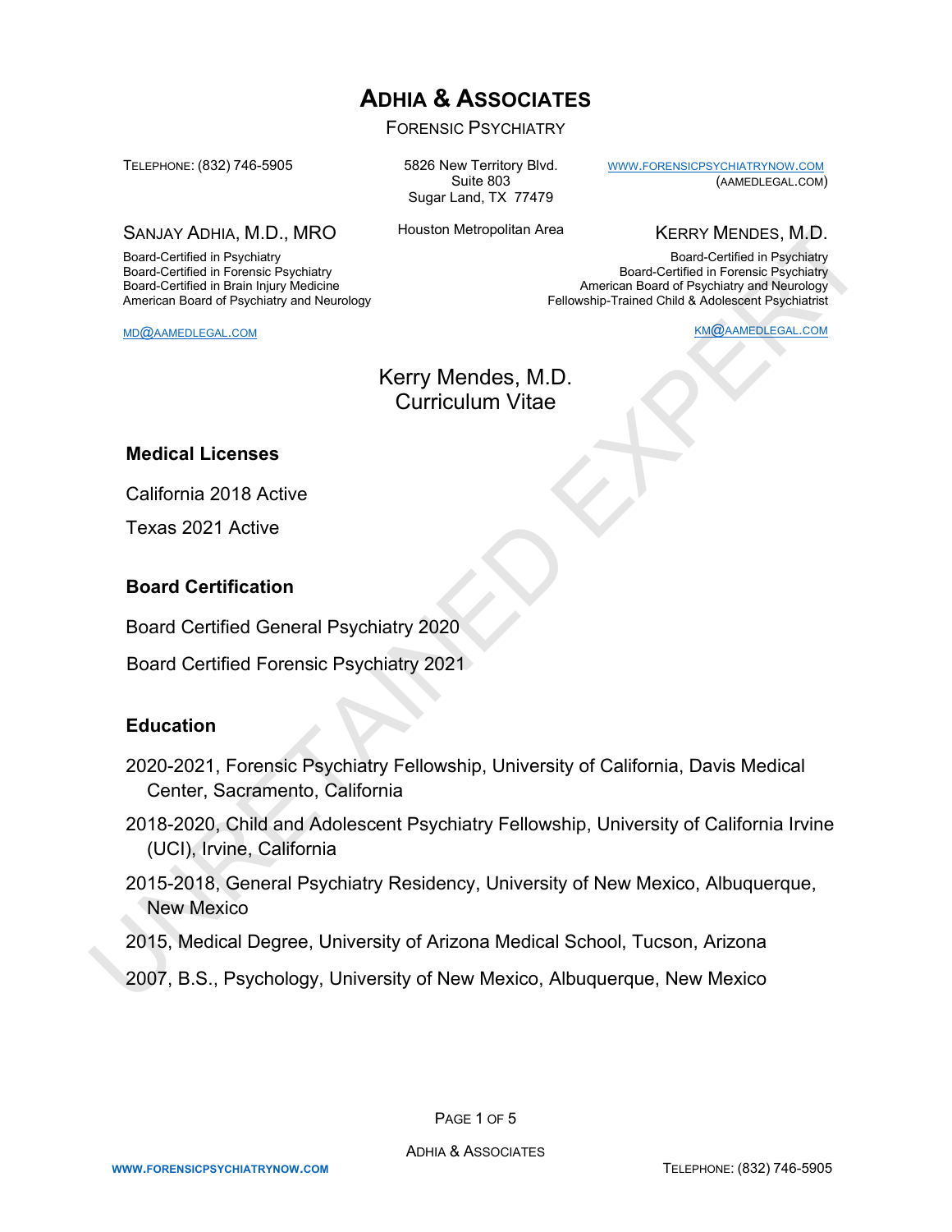# ADHIA & ASSOCIATES

FORENSIC PSYCHIATRY

TELEPHONE: (832) 746-5905

5826 New Territory Blvd.
Suite 803
Sugar Land, TX 77479

Houston Metropolitan Area

WWW.FORENSICPSYCHIATRYNOW.COM
(AAMEDLEGAL.COM)

**SANJAY ADHIA, M.D., MRO**

Board-Certified in Psychiatry
Board-Certified in Forensic Psychiatry
Board-Certified in Brain Injury Medicine
American Board of Psychiatry and Neurology

MD@AAMEDLEGAL.COM

**KERRY MENDES, M.D.**

Board-Certified in Psychiatry
Board-Certified in Forensic Psychiatry
American Board of Psychiatry and Neurology
Fellowship-Trained Child & Adolescent Psychiatrist

KM@AAMEDLEGAL.COM

UNRETAINED EXPERT

## Kerry Mendes, M.D.
## Curriculum Vitae

### Medical Licenses

California 2018 Active

Texas 2021 Active

### Board Certification

Board Certified General Psychiatry 2020

Board Certified Forensic Psychiatry 2021

### Education

2020-2021, Forensic Psychiatry Fellowship, University of California, Davis Medical Center, Sacramento, California

2018-2020, Child and Adolescent Psychiatry Fellowship, University of California Irvine (UCI), Irvine, California

2015-2018, General Psychiatry Residency, University of New Mexico, Albuquerque, New Mexico

2015, Medical Degree, University of Arizona Medical School, Tucson, Arizona

2007, B.S., Psychology, University of New Mexico, Albuquerque, New Mexico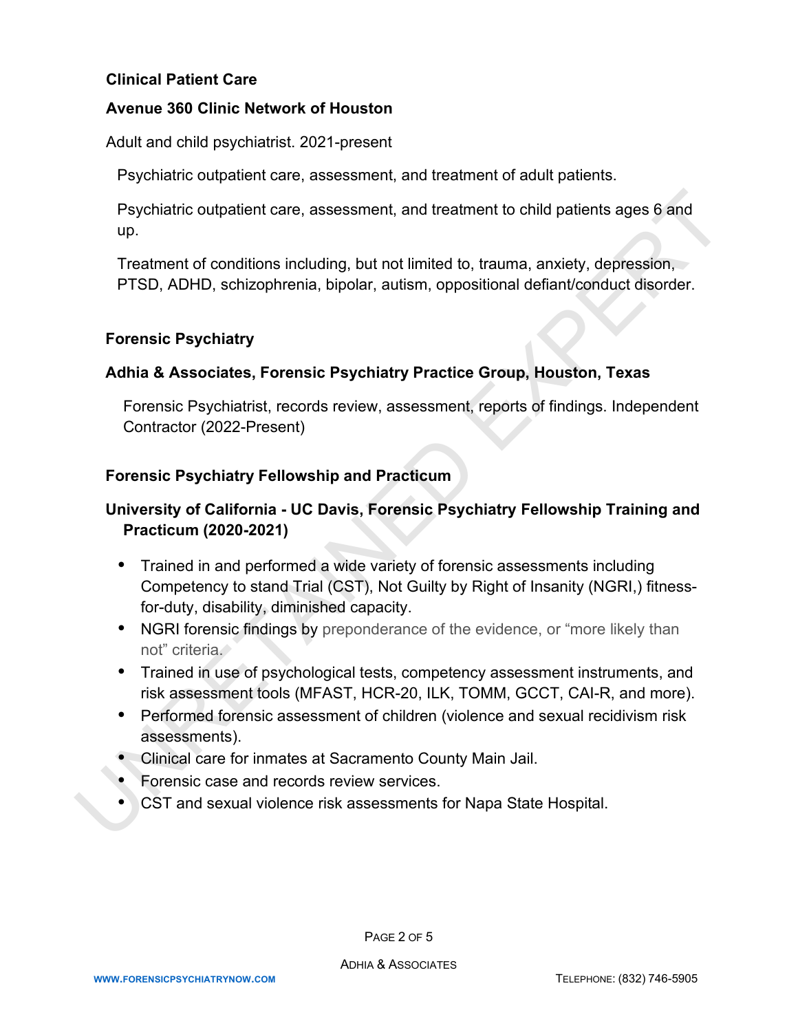**Clinical Patient Care**

**Avenue 360 Clinic Network of Houston**

Adult and child psychiatrist. 2021-present

Psychiatric outpatient care, assessment, and treatment of adult patients.

Psychiatric outpatient care, assessment, and treatment to child patients ages 6 and up.

Treatment of conditions including, but not limited to, trauma, anxiety, depression, PTSD, ADHD, schizophrenia, bipolar, autism, oppositional defiant/conduct disorder.

**Forensic Psychiatry**

**Adhia & Associates, Forensic Psychiatry Practice Group, Houston, Texas**

Forensic Psychiatrist, records review, assessment, reports of findings. Independent Contractor (2022-Present)

**Forensic Psychiatry Fellowship and Practicum**

**University of California - UC Davis, Forensic Psychiatry Fellowship Training and Practicum (2020-2021)**

- Trained in and performed a wide variety of forensic assessments including Competency to stand Trial (CST), Not Guilty by Right of Insanity (NGRI,) fitness-for-duty, disability, diminished capacity.
- NGRI forensic findings by preponderance of the evidence, or "more likely than not" criteria.
- Trained in use of psychological tests, competency assessment instruments, and risk assessment tools (MFAST, HCR-20, ILK, TOMM, GCCT, CAI-R, and more).
- Performed forensic assessment of children (violence and sexual recidivism risk assessments).
- Clinical care for inmates at Sacramento County Main Jail.
- Forensic case and records review services.
- CST and sexual violence risk assessments for Napa State Hospital.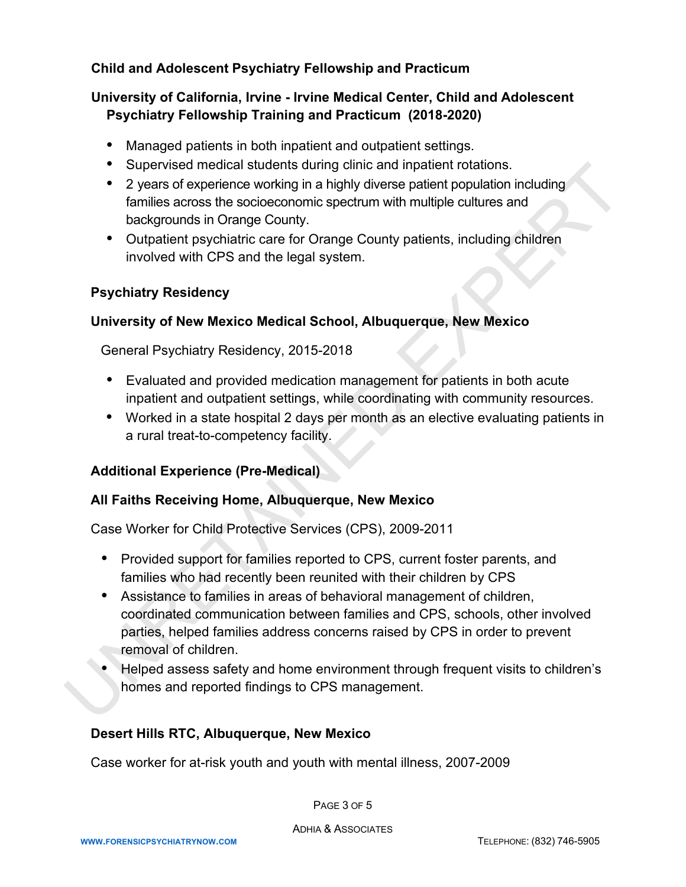### Child and Adolescent Psychiatry Fellowship and Practicum

**University of California, Irvine - Irvine Medical Center, Child and Adolescent Psychiatry Fellowship Training and Practicum (2018-2020)**

- Managed patients in both inpatient and outpatient settings.
- Supervised medical students during clinic and inpatient rotations.
- 2 years of experience working in a highly diverse patient population including families across the socioeconomic spectrum with multiple cultures and backgrounds in Orange County.
- Outpatient psychiatric care for Orange County patients, including children involved with CPS and the legal system.

### Psychiatry Residency

**University of New Mexico Medical School, Albuquerque, New Mexico**

General Psychiatry Residency, 2015-2018

- Evaluated and provided medication management for patients in both acute inpatient and outpatient settings, while coordinating with community resources.
- Worked in a state hospital 2 days per month as an elective evaluating patients in a rural treat-to-competency facility.

### Additional Experience (Pre-Medical)

**All Faiths Receiving Home, Albuquerque, New Mexico**

Case Worker for Child Protective Services (CPS), 2009-2011

- Provided support for families reported to CPS, current foster parents, and families who had recently been reunited with their children by CPS
- Assistance to families in areas of behavioral management of children, coordinated communication between families and CPS, schools, other involved parties, helped families address concerns raised by CPS in order to prevent removal of children.
- Helped assess safety and home environment through frequent visits to children's homes and reported findings to CPS management.

**Desert Hills RTC, Albuquerque, New Mexico**

Case worker for at-risk youth and youth with mental illness, 2007-2009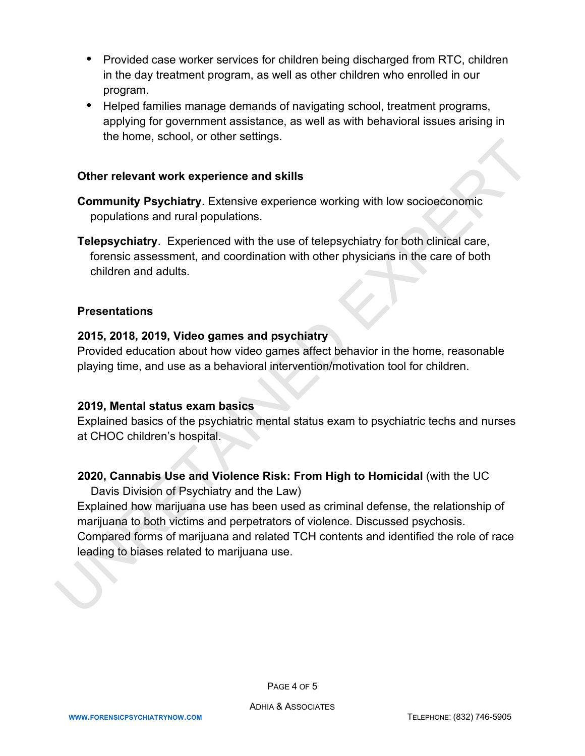- Provided case worker services for children being discharged from RTC, children in the day treatment program, as well as other children who enrolled in our program.
- Helped families manage demands of navigating school, treatment programs, applying for government assistance, as well as with behavioral issues arising in the home, school, or other settings.

### Other relevant work experience and skills

**Community Psychiatry**. Extensive experience working with low socioeconomic populations and rural populations.

**Telepsychiatry**. Experienced with the use of telepsychiatry for both clinical care, forensic assessment, and coordination with other physicians in the care of both children and adults.

### Presentations

**2015, 2018, 2019, Video games and psychiatry**
Provided education about how video games affect behavior in the home, reasonable playing time, and use as a behavioral intervention/motivation tool for children.

**2019, Mental status exam basics**
Explained basics of the psychiatric mental status exam to psychiatric techs and nurses at CHOC children's hospital.

**2020, Cannabis Use and Violence Risk: From High to Homicidal** (with the UC Davis Division of Psychiatry and the Law)
Explained how marijuana use has been used as criminal defense, the relationship of marijuana to both victims and perpetrators of violence. Discussed psychosis. Compared forms of marijuana and related TCH contents and identified the role of race leading to biases related to marijuana use.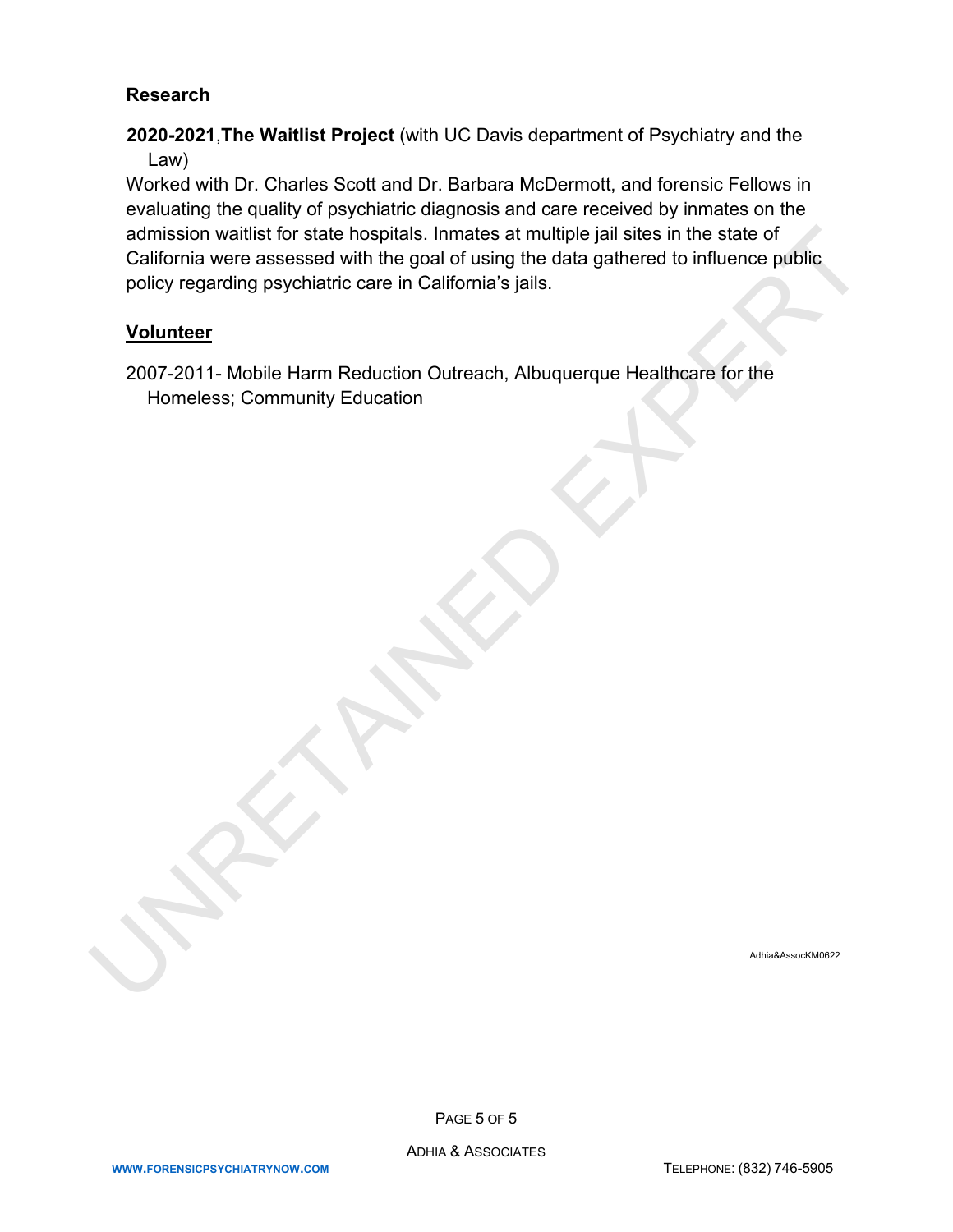**Research**

**2020-2021**, **The Waitlist Project** (with UC Davis department of Psychiatry and the Law)

Worked with Dr. Charles Scott and Dr. Barbara McDermott, and forensic Fellows in evaluating the quality of psychiatric diagnosis and care received by inmates on the admission waitlist for state hospitals. Inmates at multiple jail sites in the state of California were assessed with the goal of using the data gathered to influence public policy regarding psychiatric care in California's jails.

**Volunteer**

2007-2011- Mobile Harm Reduction Outreach, Albuquerque Healthcare for the Homeless; Community Education

Adhia&AssocKM0622